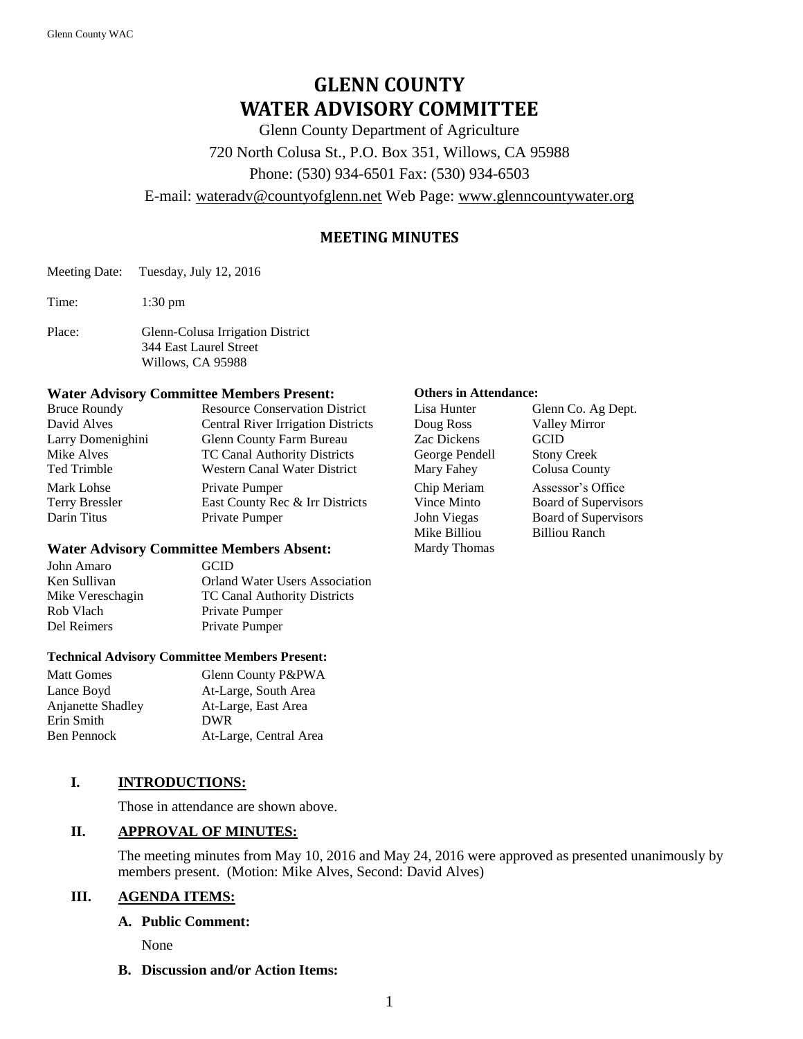# GLENN COUNTY
# WATER ADVISORY COMMITTEE

Glenn County Department of Agriculture

720 North Colusa St., P.O. Box 351, Willows, CA 95988

Phone: (530) 934-6501 Fax: (530) 934-6503

E-mail: wateradv@countyofglenn.net Web Page: www.glenncountywater.org

## MEETING MINUTES

Meeting Date: Tuesday, July 12, 2016

Time: 1:30 pm

Place: Glenn-Colusa Irrigation District
344 East Laurel Street
Willows, CA 95988

**Water Advisory Committee Members Present:**

| | |
|---|---|
| Bruce Roundy | Resource Conservation District |
| David Alves | Central River Irrigation Districts |
| Larry Domenighini | Glenn County Farm Bureau |
| Mike Alves | TC Canal Authority Districts |
| Ted Trimble | Western Canal Water District |
| Mark Lohse | Private Pumper |
| Terry Bressler | East County Rec & Irr Districts |
| Darin Titus | Private Pumper |

**Water Advisory Committee Members Absent:**

| | |
|---|---|
| John Amaro | GCID |
| Ken Sullivan | Orland Water Users Association |
| Mike Vereschagin | TC Canal Authority Districts |
| Rob Vlach | Private Pumper |
| Del Reimers | Private Pumper |

**Technical Advisory Committee Members Present:**

| | |
|---|---|
| Matt Gomes | Glenn County P&PWA |
| Lance Boyd | At-Large, South Area |
| Anjanette Shadley | At-Large, East Area |
| Erin Smith | DWR |
| Ben Pennock | At-Large, Central Area |

**Others in Attendance:**

| | |
|---|---|
| Lisa Hunter | Glenn Co. Ag Dept. |
| Doug Ross | Valley Mirror |
| Zac Dickens | GCID |
| George Pendell | Stony Creek |
| Mary Fahey | Colusa County |
| Chip Meriam | Assessor's Office |
| Vince Minto | Board of Supervisors |
| John Viegas | Board of Supervisors |
| Mike Billiou | Billiou Ranch |
| Mardy Thomas | |

**I. INTRODUCTIONS:**

Those in attendance are shown above.

**II. APPROVAL OF MINUTES:**

The meeting minutes from May 10, 2016 and May 24, 2016 were approved as presented unanimously by members present. (Motion: Mike Alves, Second: David Alves)

**III. AGENDA ITEMS:**

**A. Public Comment:**

None

**B. Discussion and/or Action Items:**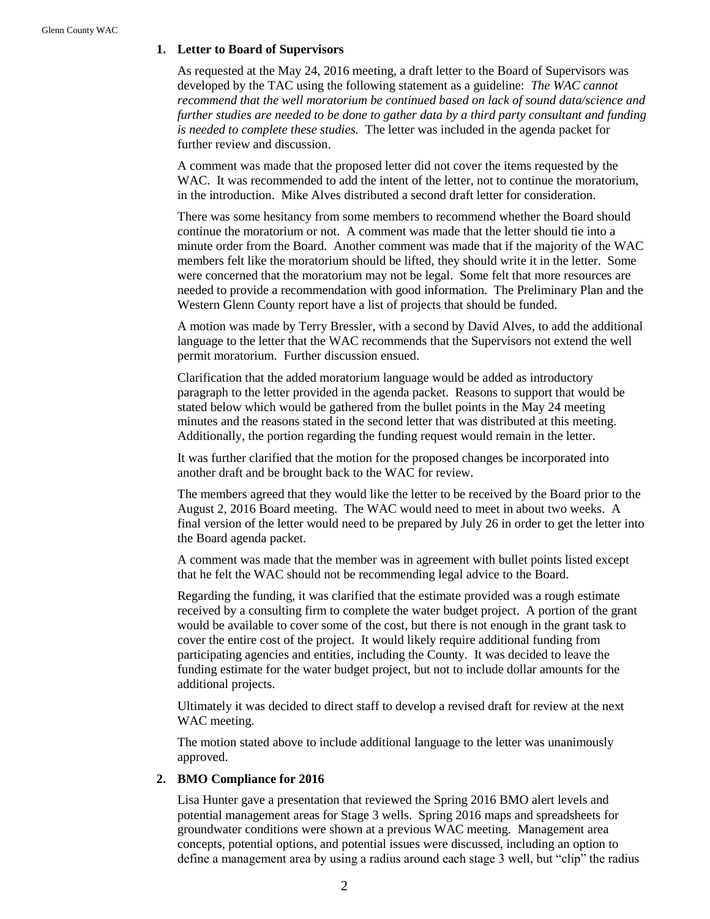**1. Letter to Board of Supervisors**

As requested at the May 24, 2016 meeting, a draft letter to the Board of Supervisors was developed by the TAC using the following statement as a guideline: *The WAC cannot recommend that the well moratorium be continued based on lack of sound data/science and further studies are needed to be done to gather data by a third party consultant and funding is needed to complete these studies.* The letter was included in the agenda packet for further review and discussion.

A comment was made that the proposed letter did not cover the items requested by the WAC. It was recommended to add the intent of the letter, not to continue the moratorium, in the introduction. Mike Alves distributed a second draft letter for consideration.

There was some hesitancy from some members to recommend whether the Board should continue the moratorium or not. A comment was made that the letter should tie into a minute order from the Board. Another comment was made that if the majority of the WAC members felt like the moratorium should be lifted, they should write it in the letter. Some were concerned that the moratorium may not be legal. Some felt that more resources are needed to provide a recommendation with good information. The Preliminary Plan and the Western Glenn County report have a list of projects that should be funded.

A motion was made by Terry Bressler, with a second by David Alves, to add the additional language to the letter that the WAC recommends that the Supervisors not extend the well permit moratorium. Further discussion ensued.

Clarification that the added moratorium language would be added as introductory paragraph to the letter provided in the agenda packet. Reasons to support that would be stated below which would be gathered from the bullet points in the May 24 meeting minutes and the reasons stated in the second letter that was distributed at this meeting. Additionally, the portion regarding the funding request would remain in the letter.

It was further clarified that the motion for the proposed changes be incorporated into another draft and be brought back to the WAC for review.

The members agreed that they would like the letter to be received by the Board prior to the August 2, 2016 Board meeting. The WAC would need to meet in about two weeks. A final version of the letter would need to be prepared by July 26 in order to get the letter into the Board agenda packet.

A comment was made that the member was in agreement with bullet points listed except that he felt the WAC should not be recommending legal advice to the Board.

Regarding the funding, it was clarified that the estimate provided was a rough estimate received by a consulting firm to complete the water budget project. A portion of the grant would be available to cover some of the cost, but there is not enough in the grant task to cover the entire cost of the project. It would likely require additional funding from participating agencies and entities, including the County. It was decided to leave the funding estimate for the water budget project, but not to include dollar amounts for the additional projects.

Ultimately it was decided to direct staff to develop a revised draft for review at the next WAC meeting.

The motion stated above to include additional language to the letter was unanimously approved.

**2. BMO Compliance for 2016**

Lisa Hunter gave a presentation that reviewed the Spring 2016 BMO alert levels and potential management areas for Stage 3 wells. Spring 2016 maps and spreadsheets for groundwater conditions were shown at a previous WAC meeting. Management area concepts, potential options, and potential issues were discussed, including an option to define a management area by using a radius around each stage 3 well, but "clip" the radius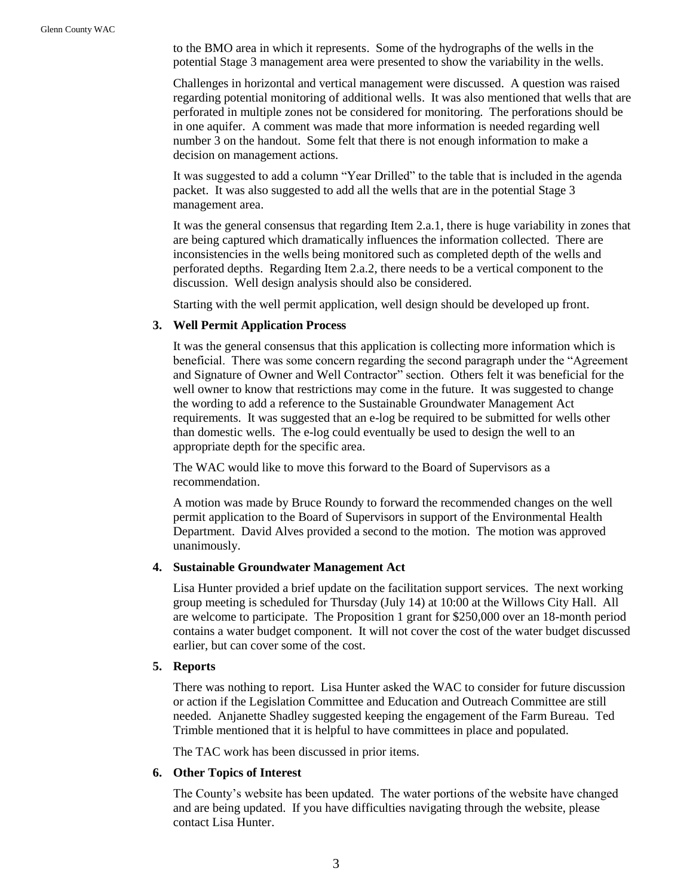to the BMO area in which it represents. Some of the hydrographs of the wells in the potential Stage 3 management area were presented to show the variability in the wells.

Challenges in horizontal and vertical management were discussed. A question was raised regarding potential monitoring of additional wells. It was also mentioned that wells that are perforated in multiple zones not be considered for monitoring. The perforations should be in one aquifer. A comment was made that more information is needed regarding well number 3 on the handout. Some felt that there is not enough information to make a decision on management actions.

It was suggested to add a column "Year Drilled" to the table that is included in the agenda packet. It was also suggested to add all the wells that are in the potential Stage 3 management area.

It was the general consensus that regarding Item 2.a.1, there is huge variability in zones that are being captured which dramatically influences the information collected. There are inconsistencies in the wells being monitored such as completed depth of the wells and perforated depths. Regarding Item 2.a.2, there needs to be a vertical component to the discussion. Well design analysis should also be considered.

Starting with the well permit application, well design should be developed up front.

**3. Well Permit Application Process**

It was the general consensus that this application is collecting more information which is beneficial. There was some concern regarding the second paragraph under the "Agreement and Signature of Owner and Well Contractor" section. Others felt it was beneficial for the well owner to know that restrictions may come in the future. It was suggested to change the wording to add a reference to the Sustainable Groundwater Management Act requirements. It was suggested that an e-log be required to be submitted for wells other than domestic wells. The e-log could eventually be used to design the well to an appropriate depth for the specific area.

The WAC would like to move this forward to the Board of Supervisors as a recommendation.

A motion was made by Bruce Roundy to forward the recommended changes on the well permit application to the Board of Supervisors in support of the Environmental Health Department. David Alves provided a second to the motion. The motion was approved unanimously.

**4. Sustainable Groundwater Management Act**

Lisa Hunter provided a brief update on the facilitation support services. The next working group meeting is scheduled for Thursday (July 14) at 10:00 at the Willows City Hall. All are welcome to participate. The Proposition 1 grant for $250,000 over an 18-month period contains a water budget component. It will not cover the cost of the water budget discussed earlier, but can cover some of the cost.

**5. Reports**

There was nothing to report. Lisa Hunter asked the WAC to consider for future discussion or action if the Legislation Committee and Education and Outreach Committee are still needed. Anjanette Shadley suggested keeping the engagement of the Farm Bureau. Ted Trimble mentioned that it is helpful to have committees in place and populated.

The TAC work has been discussed in prior items.

**6. Other Topics of Interest**

The County's website has been updated. The water portions of the website have changed and are being updated. If you have difficulties navigating through the website, please contact Lisa Hunter.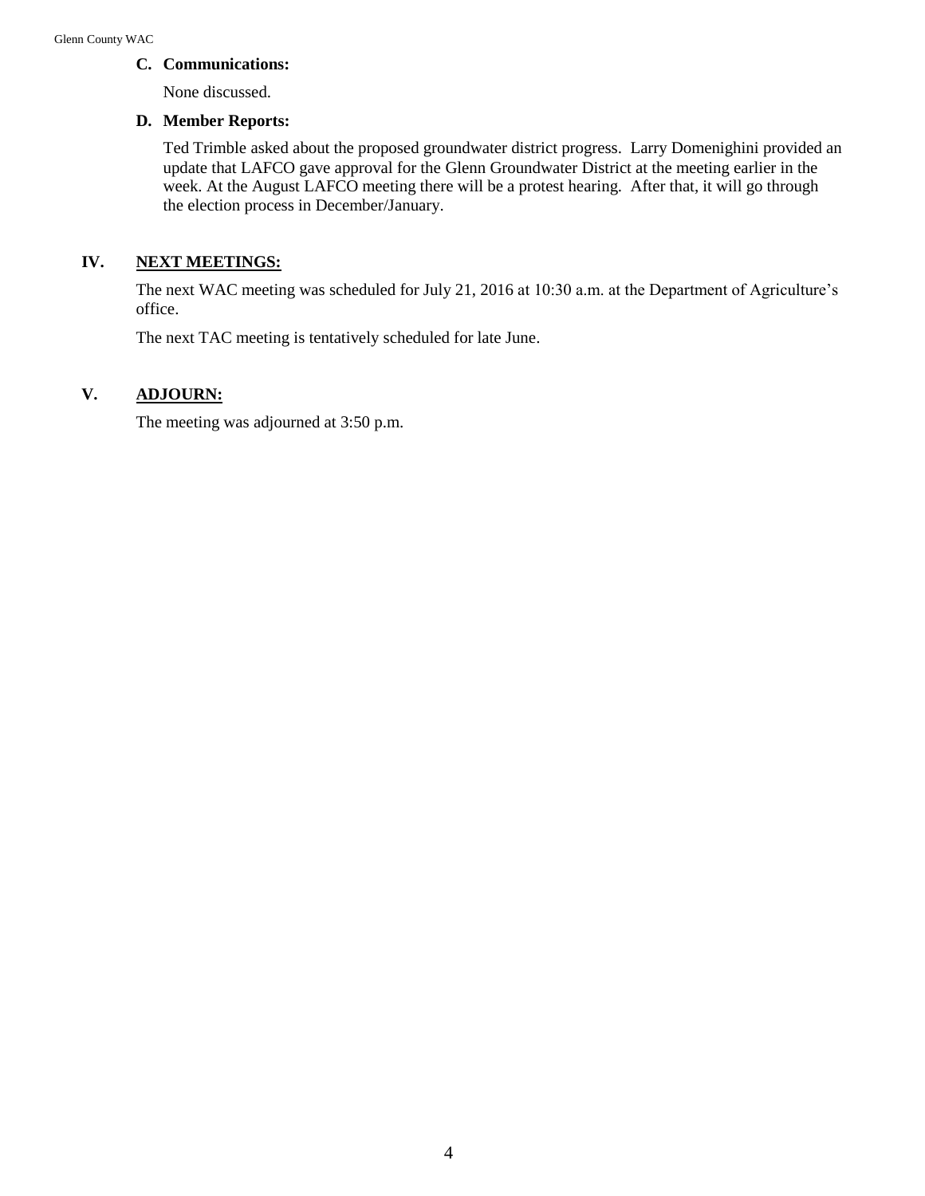**C. Communications:**

None discussed.

**D. Member Reports:**

Ted Trimble asked about the proposed groundwater district progress. Larry Domenighini provided an update that LAFCO gave approval for the Glenn Groundwater District at the meeting earlier in the week. At the August LAFCO meeting there will be a protest hearing. After that, it will go through the election process in December/January.

## IV. NEXT MEETINGS:

The next WAC meeting was scheduled for July 21, 2016 at 10:30 a.m. at the Department of Agriculture's office.

The next TAC meeting is tentatively scheduled for late June.

## V. ADJOURN:

The meeting was adjourned at 3:50 p.m.